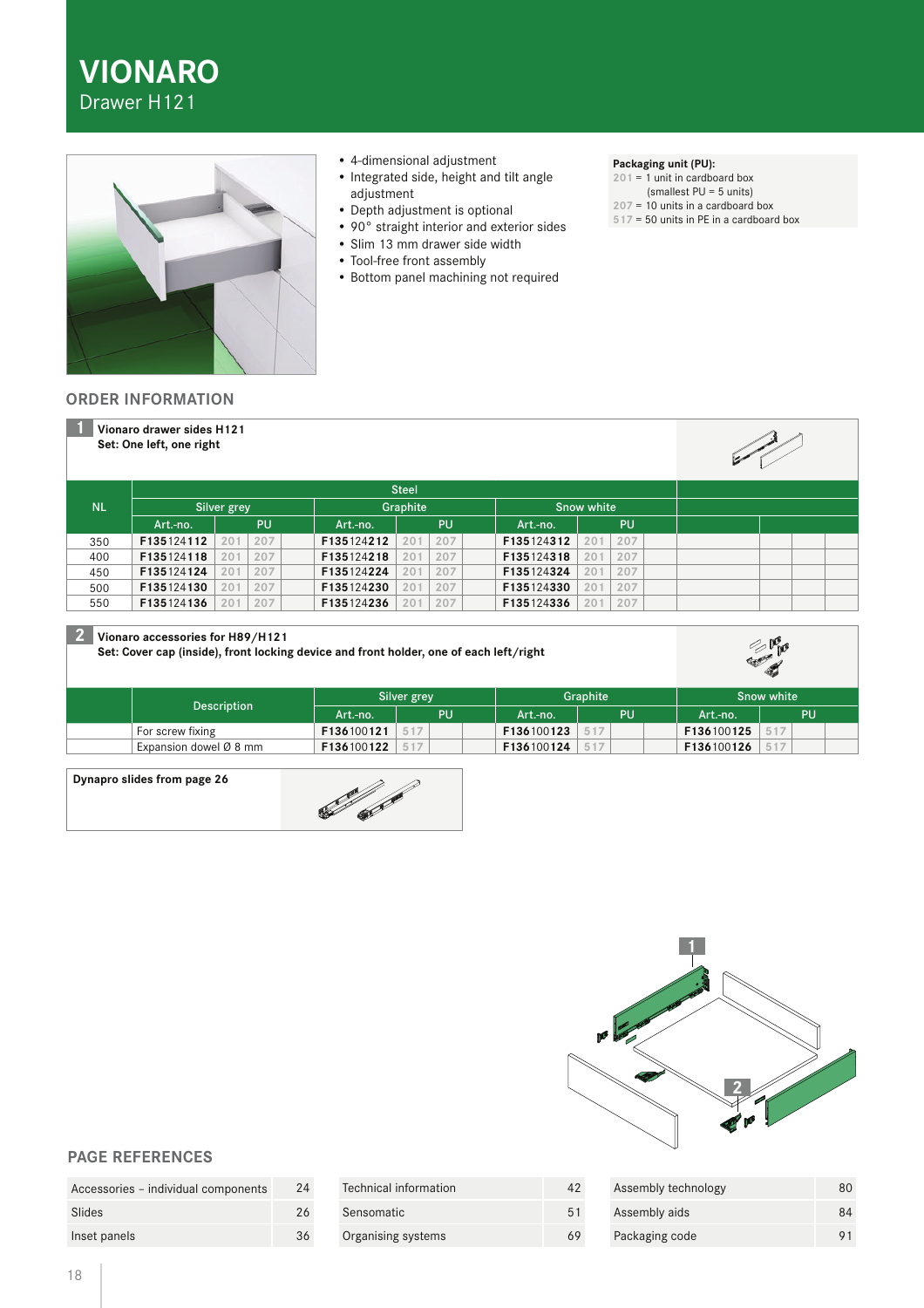# VIONARO

Drawer H121

- 4-dimensional adjustment
- Integrated side, height and tilt angle adjustment
- Depth adjustment is optional
- 90° straight interior and exterior sides
- Slim 13 mm drawer side width
- Tool-free front assembly
- Bottom panel machining not required

**Packaging unit (PU):**
201 = 1 unit in cardboard box (smallest PU = 5 units)
207 = 10 units in a cardboard box
517 = 50 units in PE in a cardboard box

## ORDER INFORMATION

**1 Vionaro drawer sides H121**
**Set: One left, one right**

| NL | Steel | | | | | | | | |
|---|---|---|---|---|---|---|---|---|---|
| | Silver grey | | | Graphite | | | Snow white | | |
| | Art.-no. | PU | | Art.-no. | PU | | Art.-no. | PU | |
| 350 | **F135124112** | 201 | 207 | **F135124212** | 201 | 207 | **F135124312** | 201 | 207 |
| 400 | **F135124118** | 201 | 207 | **F135124218** | 201 | 207 | **F135124318** | 201 | 207 |
| 450 | **F135124124** | 201 | 207 | **F135124224** | 201 | 207 | **F135124324** | 201 | 207 |
| 500 | **F135124130** | 201 | 207 | **F135124230** | 201 | 207 | **F135124330** | 201 | 207 |
| 550 | **F135124136** | 201 | 207 | **F135124236** | 201 | 207 | **F135124336** | 201 | 207 |

**2 Vionaro accessories for H89/H121**
**Set: Cover cap (inside), front locking device and front holder, one of each left/right**

| Description | Silver grey | | Graphite | | Snow white | |
|---|---|---|---|---|---|---|
| | Art.-no. | PU | Art.-no. | PU | Art.-no. | PU |
| For screw fixing | **F136100121** | 517 | **F136100123** | 517 | **F136100125** | 517 |
| Expansion dowel Ø 8 mm | **F136100122** | 517 | **F136100124** | 517 | **F136100126** | 517 |

**Dynapro slides from page 26**

## PAGE REFERENCES

| | | | | | |
|---|---|---|---|---|---|
| Accessories – individual components | 24 | Technical information | 42 | Assembly technology | 80 |
| Slides | 26 | Sensomatic | 51 | Assembly aids | 84 |
| Inset panels | 36 | Organising systems | 69 | Packaging code | 91 |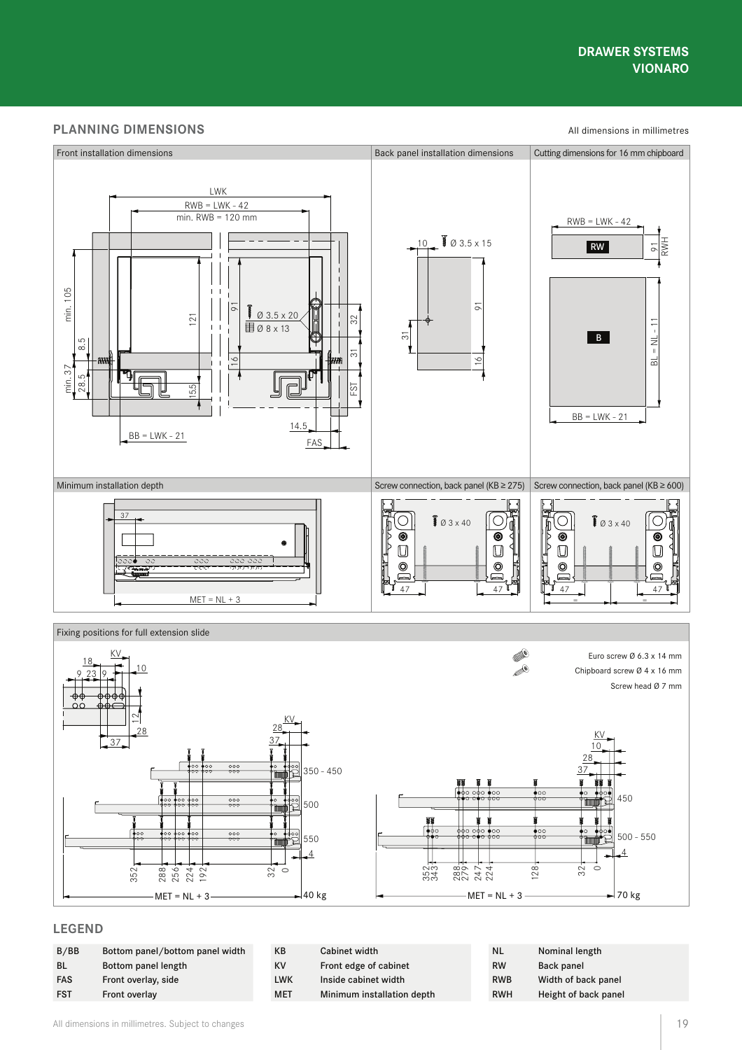## PLANNING DIMENSIONS

All dimensions in millimetres

Front installation dimensions

LWK
RWB = LWK - 42
min. RWB = 120 mm
min. 105
121
8.5
min. 37
28.5
15.5
16
91
Ø 3.5 x 20
Ø 8 x 13
32
31
FST
14.5
FAS
BB = LWK - 21

Back panel installation dimensions

10
Ø 3.5 x 15
91
31
16

Cutting dimensions for 16 mm chipboard

RWB = LWK - 42
RW
91
RWH
B
BL = NL - 11
BB = LWK - 21

Minimum installation depth

37
MET = NL + 3

Screw connection, back panel (KB ≥ 275)

Ø 3 x 40
47
47

Screw connection, back panel (KB ≥ 600)

Ø 3 x 40
47
47
=
=

Fixing positions for full extension slide

Euro screw Ø 6.3 x 14 mm
Chipboard screw Ø 4 x 16 mm
Screw head Ø 7 mm

KV
18
9 23 9
10
12
28
37
KV
28
37
350 - 450
500
550
4
352
288
256
224
192
32
0
MET = NL + 3
40 kg

KV
10
28
37
450
500 - 550
4
352
343
288
279
247
224
128
32
0
MET = NL + 3
70 kg

## LEGEND

| | | | | | |
|---|---|---|---|---|---|
| B/BB | Bottom panel/bottom panel width | KB | Cabinet width | NL | Nominal length |
| BL | Bottom panel length | KV | Front edge of cabinet | RW | Back panel |
| FAS | Front overlay, side | LWK | Inside cabinet width | RWB | Width of back panel |
| FST | Front overlay | MET | Minimum installation depth | RWH | Height of back panel |

All dimensions in millimetres. Subject to changes